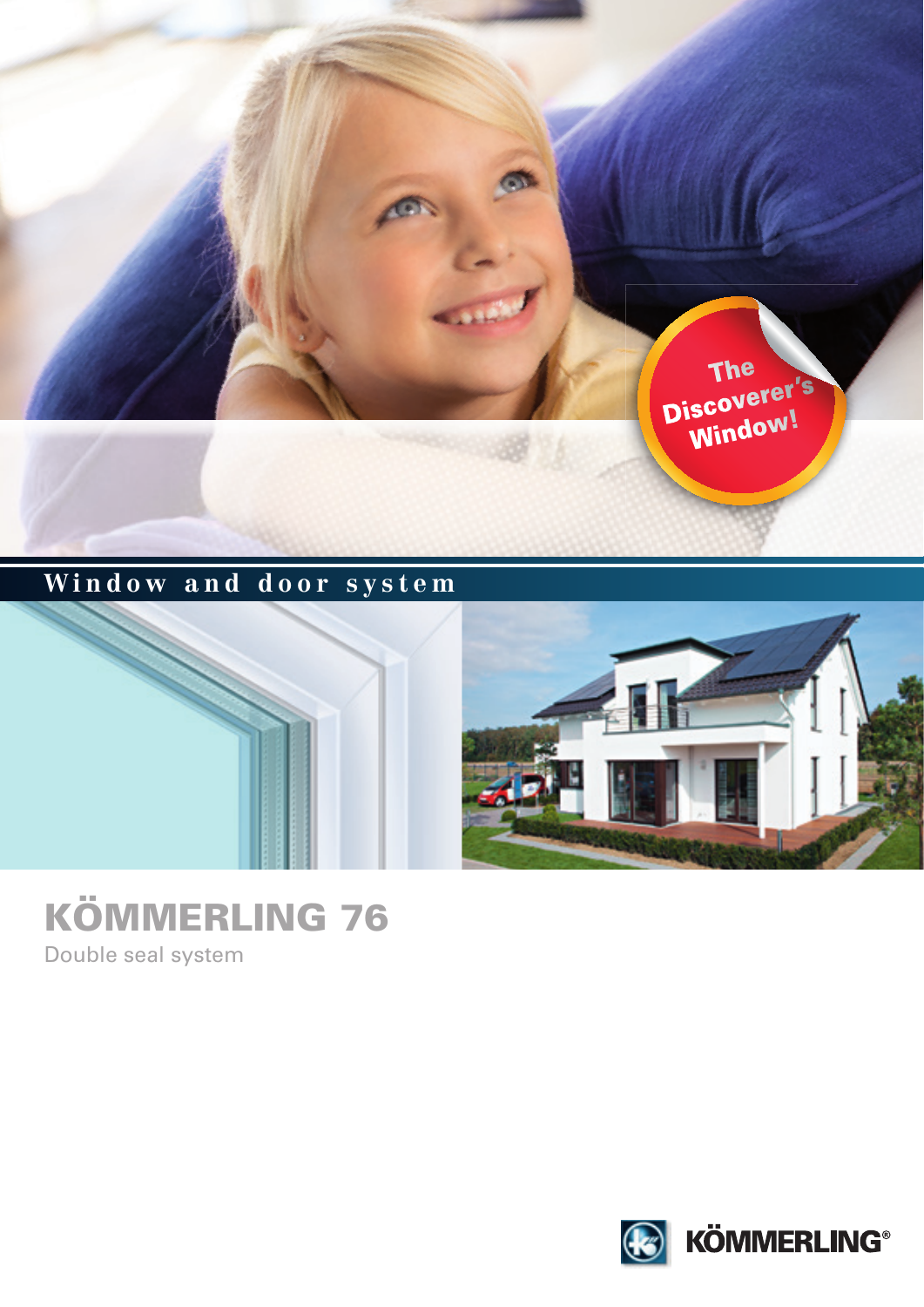The Discoverer's Window!

Window and door system

# KÖMMERLING 76

Double seal system

KÖMMERLING®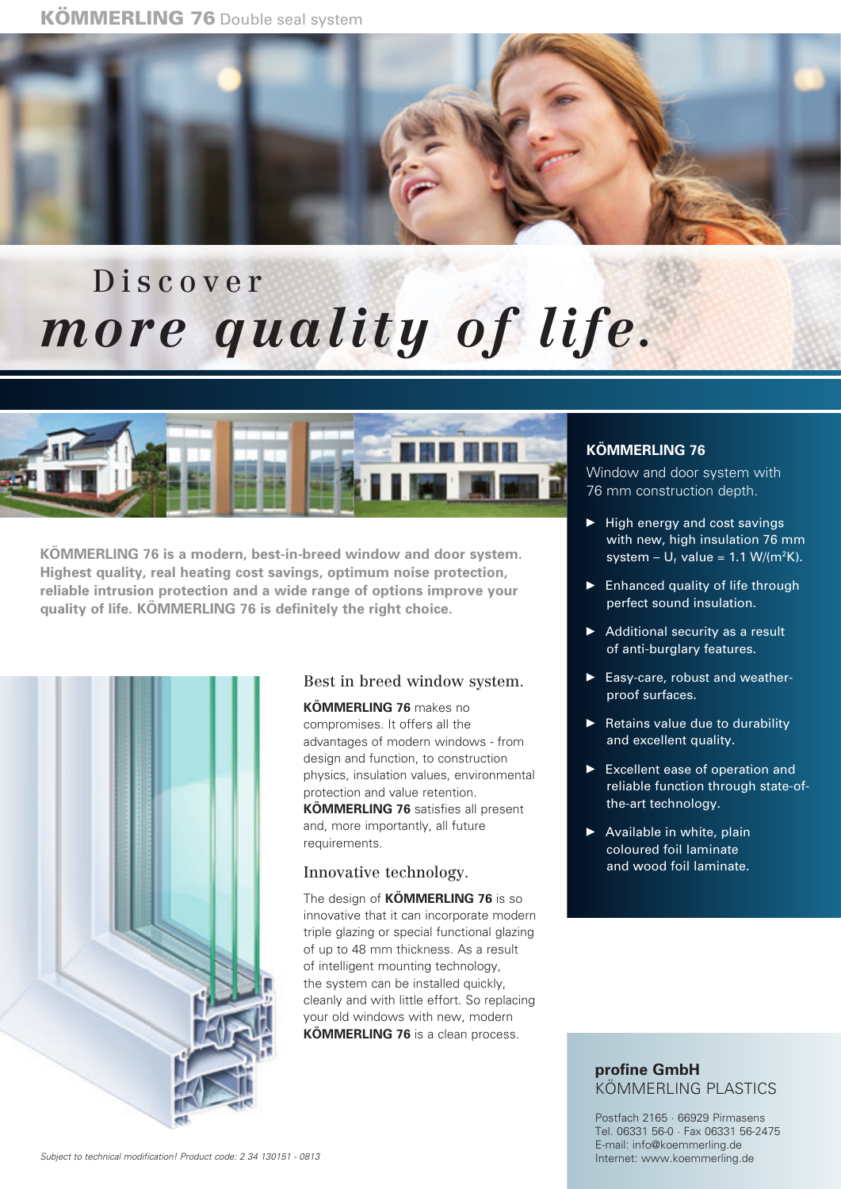KÖMMERLING 76 Double seal system

# Discover *more quality of life.*

**KÖMMERLING 76 is a modern, best-in-breed window and door system. Highest quality, real heating cost savings, optimum noise protection, reliable intrusion protection and a wide range of options improve your quality of life. KÖMMERLING 76 is definitely the right choice.**

## Best in breed window system.

**KÖMMERLING 76** makes no compromises. It offers all the advantages of modern windows - from design and function, to construction physics, insulation values, environmental protection and value retention. **KÖMMERLING 76** satisfies all present and, more importantly, all future requirements.

## Innovative technology.

The design of **KÖMMERLING 76** is so innovative that it can incorporate modern triple glazing or special functional glazing of up to 48 mm thickness. As a result of intelligent mounting technology, the system can be installed quickly, cleanly and with little effort. So replacing your old windows with new, modern **KÖMMERLING 76** is a clean process.

## KÖMMERLING 76

Window and door system with 76 mm construction depth.

- High energy and cost savings with new, high insulation 76 mm system – $U_f$ value = 1.1 W/(m²K).
- Enhanced quality of life through perfect sound insulation.
- Additional security as a result of anti-burglary features.
- Easy-care, robust and weather-proof surfaces.
- Retains value due to durability and excellent quality.
- Excellent ease of operation and reliable function through state-of-the-art technology.
- Available in white, plain coloured foil laminate and wood foil laminate.

**profine GmbH**
KÖMMERLING PLASTICS

Postfach 2165 · 66929 Pirmasens
Tel. 06331 56-0 · Fax 06331 56-2475
E-mail: info@koemmerling.de
Internet: www.koemmerling.de

*Subject to technical modification! Product code: 2 34 130151 - 0813*